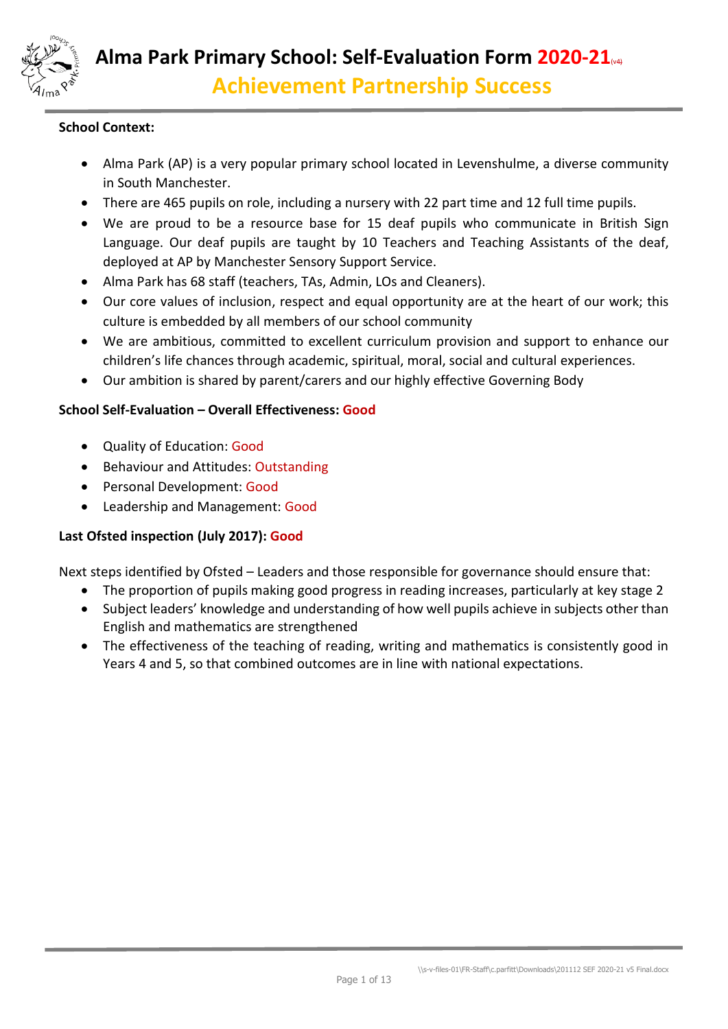# Alma Park Primary School: Self-Evaluation Form 2020-21 (v4)

## Achievement Partnership Success

**School Context:**

- Alma Park (AP) is a very popular primary school located in Levenshulme, a diverse community in South Manchester.
- There are 465 pupils on role, including a nursery with 22 part time and 12 full time pupils.
- We are proud to be a resource base for 15 deaf pupils who communicate in British Sign Language. Our deaf pupils are taught by 10 Teachers and Teaching Assistants of the deaf, deployed at AP by Manchester Sensory Support Service.
- Alma Park has 68 staff (teachers, TAs, Admin, LOs and Cleaners).
- Our core values of inclusion, respect and equal opportunity are at the heart of our work; this culture is embedded by all members of our school community
- We are ambitious, committed to excellent curriculum provision and support to enhance our children's life chances through academic, spiritual, moral, social and cultural experiences.
- Our ambition is shared by parent/carers and our highly effective Governing Body

**School Self-Evaluation – Overall Effectiveness: Good**

- Quality of Education: Good
- Behaviour and Attitudes: Outstanding
- Personal Development: Good
- Leadership and Management: Good

**Last Ofsted inspection (July 2017): Good**

Next steps identified by Ofsted – Leaders and those responsible for governance should ensure that:

- The proportion of pupils making good progress in reading increases, particularly at key stage 2
- Subject leaders' knowledge and understanding of how well pupils achieve in subjects other than English and mathematics are strengthened
- The effectiveness of the teaching of reading, writing and mathematics is consistently good in Years 4 and 5, so that combined outcomes are in line with national expectations.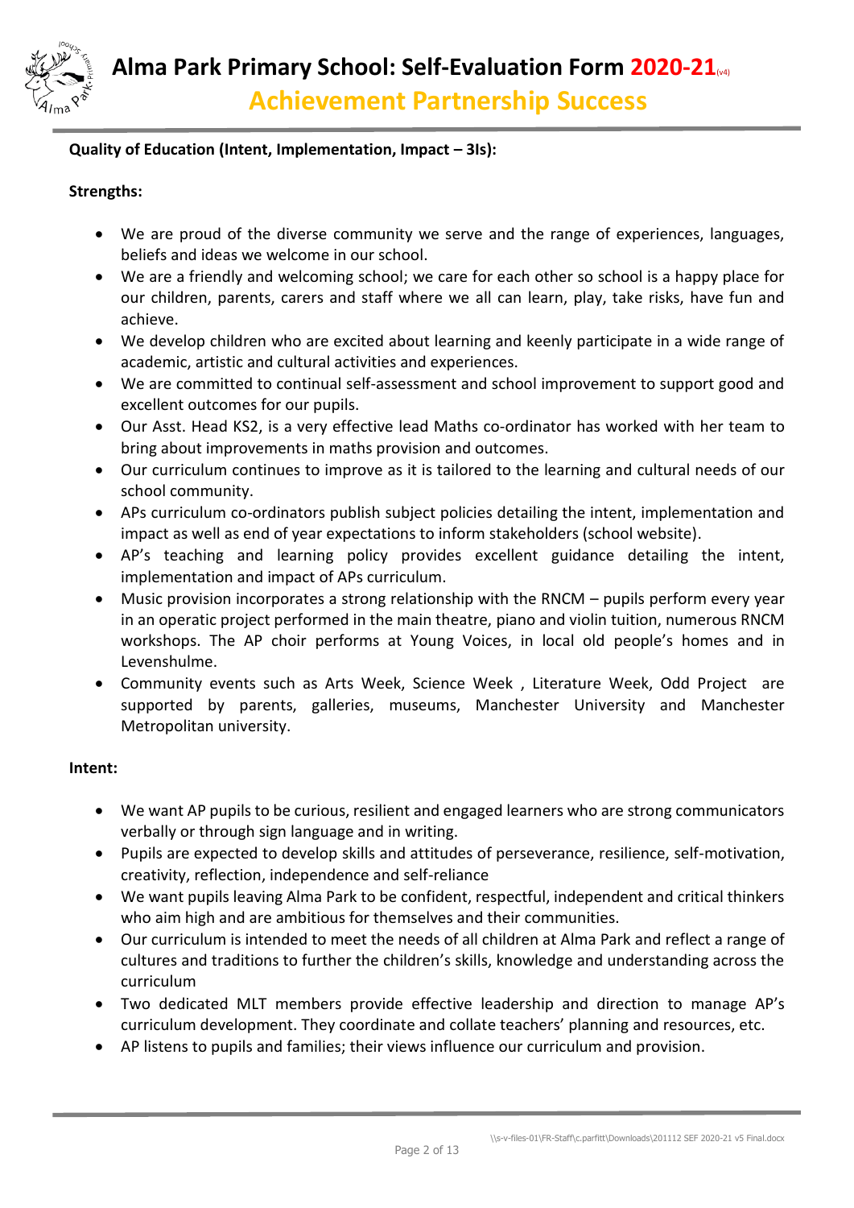**Quality of Education (Intent, Implementation, Impact – 3Is):**

**Strengths:**

- We are proud of the diverse community we serve and the range of experiences, languages, beliefs and ideas we welcome in our school.
- We are a friendly and welcoming school; we care for each other so school is a happy place for our children, parents, carers and staff where we all can learn, play, take risks, have fun and achieve.
- We develop children who are excited about learning and keenly participate in a wide range of academic, artistic and cultural activities and experiences.
- We are committed to continual self-assessment and school improvement to support good and excellent outcomes for our pupils.
- Our Asst. Head KS2, is a very effective lead Maths co-ordinator has worked with her team to bring about improvements in maths provision and outcomes.
- Our curriculum continues to improve as it is tailored to the learning and cultural needs of our school community.
- APs curriculum co-ordinators publish subject policies detailing the intent, implementation and impact as well as end of year expectations to inform stakeholders (school website).
- AP's teaching and learning policy provides excellent guidance detailing the intent, implementation and impact of APs curriculum.
- Music provision incorporates a strong relationship with the RNCM – pupils perform every year in an operatic project performed in the main theatre, piano and violin tuition, numerous RNCM workshops. The AP choir performs at Young Voices, in local old people's homes and in Levenshulme.
- Community events such as Arts Week, Science Week , Literature Week, Odd Project are supported by parents, galleries, museums, Manchester University and Manchester Metropolitan university.

**Intent:**

- We want AP pupils to be curious, resilient and engaged learners who are strong communicators verbally or through sign language and in writing.
- Pupils are expected to develop skills and attitudes of perseverance, resilience, self-motivation, creativity, reflection, independence and self-reliance
- We want pupils leaving Alma Park to be confident, respectful, independent and critical thinkers who aim high and are ambitious for themselves and their communities.
- Our curriculum is intended to meet the needs of all children at Alma Park and reflect a range of cultures and traditions to further the children's skills, knowledge and understanding across the curriculum
- Two dedicated MLT members provide effective leadership and direction to manage AP's curriculum development. They coordinate and collate teachers' planning and resources, etc.
- AP listens to pupils and families; their views influence our curriculum and provision.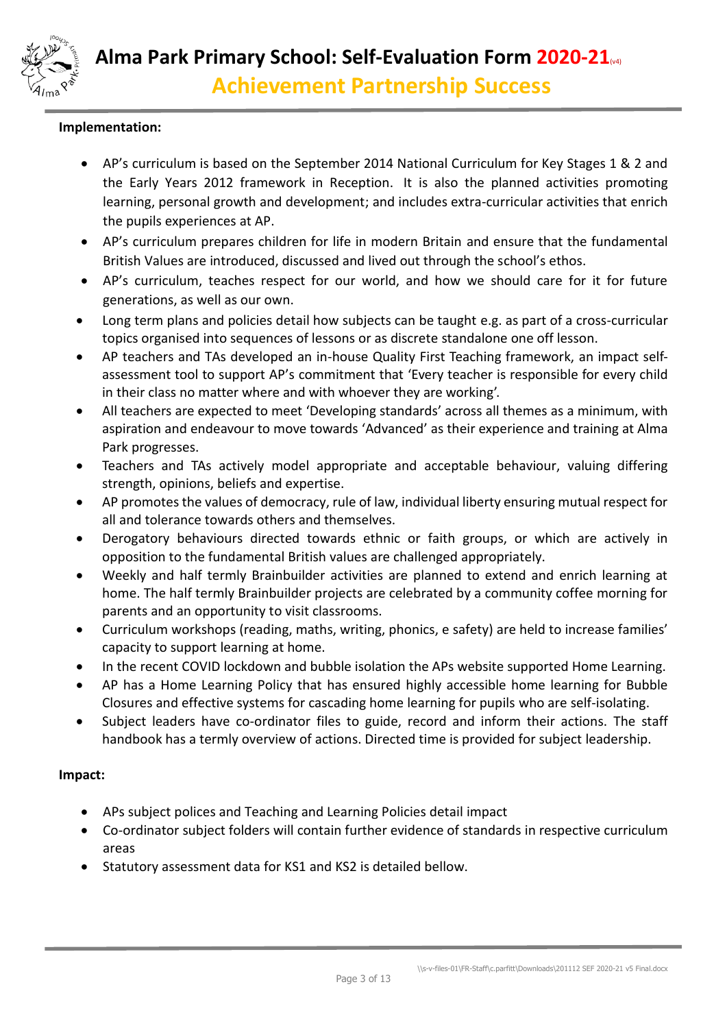**Implementation:**

- AP's curriculum is based on the September 2014 National Curriculum for Key Stages 1 & 2 and the Early Years 2012 framework in Reception. It is also the planned activities promoting learning, personal growth and development; and includes extra-curricular activities that enrich the pupils experiences at AP.
- AP's curriculum prepares children for life in modern Britain and ensure that the fundamental British Values are introduced, discussed and lived out through the school's ethos.
- AP's curriculum, teaches respect for our world, and how we should care for it for future generations, as well as our own.
- Long term plans and policies detail how subjects can be taught e.g. as part of a cross-curricular topics organised into sequences of lessons or as discrete standalone one off lesson.
- AP teachers and TAs developed an in-house Quality First Teaching framework, an impact self-assessment tool to support AP's commitment that 'Every teacher is responsible for every child in their class no matter where and with whoever they are working'.
- All teachers are expected to meet 'Developing standards' across all themes as a minimum, with aspiration and endeavour to move towards 'Advanced' as their experience and training at Alma Park progresses.
- Teachers and TAs actively model appropriate and acceptable behaviour, valuing differing strength, opinions, beliefs and expertise.
- AP promotes the values of democracy, rule of law, individual liberty ensuring mutual respect for all and tolerance towards others and themselves.
- Derogatory behaviours directed towards ethnic or faith groups, or which are actively in opposition to the fundamental British values are challenged appropriately.
- Weekly and half termly Brainbuilder activities are planned to extend and enrich learning at home. The half termly Brainbuilder projects are celebrated by a community coffee morning for parents and an opportunity to visit classrooms.
- Curriculum workshops (reading, maths, writing, phonics, e safety) are held to increase families' capacity to support learning at home.
- In the recent COVID lockdown and bubble isolation the APs website supported Home Learning.
- AP has a Home Learning Policy that has ensured highly accessible home learning for Bubble Closures and effective systems for cascading home learning for pupils who are self-isolating.
- Subject leaders have co-ordinator files to guide, record and inform their actions. The staff handbook has a termly overview of actions. Directed time is provided for subject leadership.

**Impact:**

- APs subject polices and Teaching and Learning Policies detail impact
- Co-ordinator subject folders will contain further evidence of standards in respective curriculum areas
- Statutory assessment data for KS1 and KS2 is detailed bellow.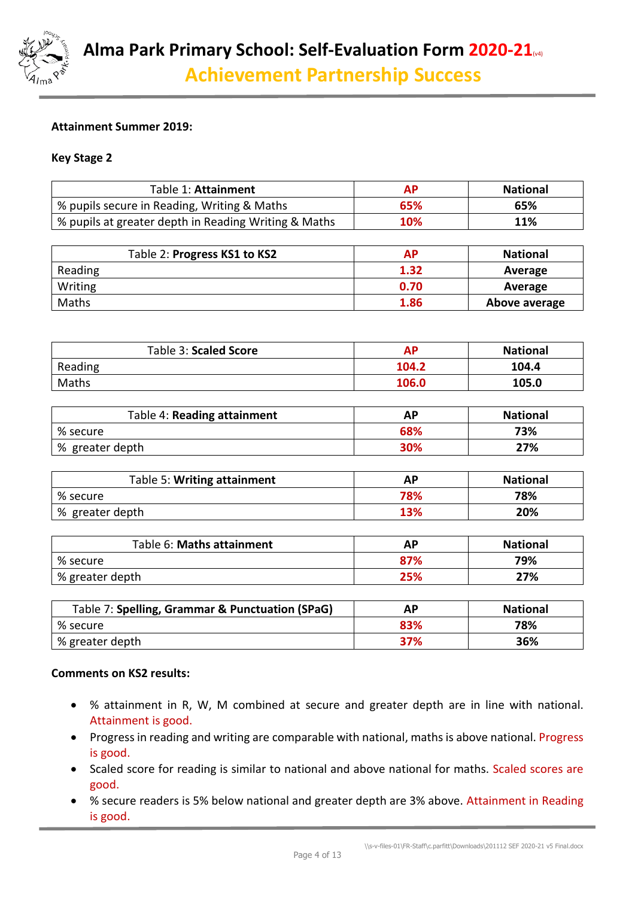**Attainment Summer 2019:**

**Key Stage 2**

| Table 1: **Attainment** | AP | National |
|---|---|---|
| % pupils secure in Reading, Writing & Maths | 65% | 65% |
| % pupils at greater depth in Reading Writing & Maths | 10% | 11% |

| Table 2: **Progress KS1 to KS2** | AP | National |
|---|---|---|
| Reading | 1.32 | Average |
| Writing | 0.70 | Average |
| Maths | 1.86 | Above average |

| Table 3: **Scaled Score** | AP | National |
|---|---|---|
| Reading | 104.2 | 104.4 |
| Maths | 106.0 | 105.0 |

| Table 4: **Reading attainment** | AP | National |
|---|---|---|
| % secure | 68% | 73% |
| % greater depth | 30% | 27% |

| Table 5: **Writing attainment** | AP | National |
|---|---|---|
| % secure | 78% | 78% |
| % greater depth | 13% | 20% |

| Table 6: **Maths attainment** | AP | National |
|---|---|---|
| % secure | 87% | 79% |
| % greater depth | 25% | 27% |

| Table 7: **Spelling, Grammar & Punctuation (SPaG)** | AP | National |
|---|---|---|
| % secure | 83% | 78% |
| % greater depth | 37% | 36% |

**Comments on KS2 results:**

- % attainment in R, W, M combined at secure and greater depth are in line with national. Attainment is good.
- Progress in reading and writing are comparable with national, maths is above national. Progress is good.
- Scaled score for reading is similar to national and above national for maths. Scaled scores are good.
- % secure readers is 5% below national and greater depth are 3% above. Attainment in Reading is good.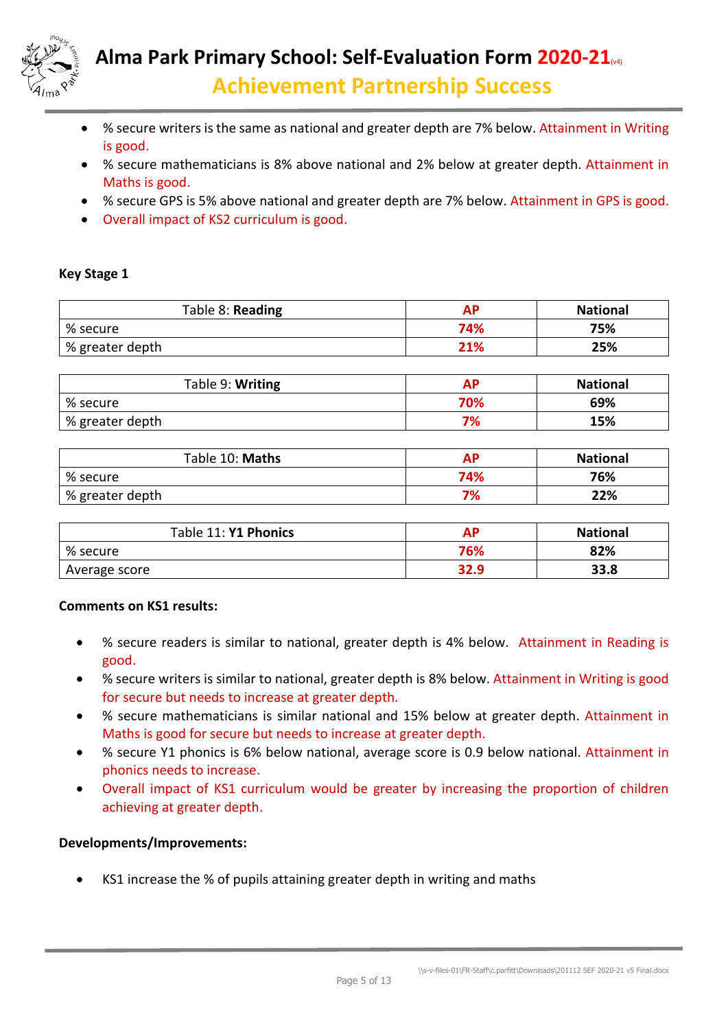- % secure writers is the same as national and greater depth are 7% below. Attainment in Writing is good.
- % secure mathematicians is 8% above national and 2% below at greater depth. Attainment in Maths is good.
- % secure GPS is 5% above national and greater depth are 7% below. Attainment in GPS is good.
- Overall impact of KS2 curriculum is good.

**Key Stage 1**

| Table 8: **Reading** | AP | National |
|---|---|---|
| % secure | 74% | 75% |
| % greater depth | 21% | 25% |

| Table 9: **Writing** | AP | National |
|---|---|---|
| % secure | 70% | 69% |
| % greater depth | 7% | 15% |

| Table 10: **Maths** | AP | National |
|---|---|---|
| % secure | 74% | 76% |
| % greater depth | 7% | 22% |

| Table 11: **Y1 Phonics** | AP | National |
|---|---|---|
| % secure | 76% | 82% |
| Average score | 32.9 | 33.8 |

**Comments on KS1 results:**

- % secure readers is similar to national, greater depth is 4% below. Attainment in Reading is good.
- % secure writers is similar to national, greater depth is 8% below. Attainment in Writing is good for secure but needs to increase at greater depth.
- % secure mathematicians is similar national and 15% below at greater depth. Attainment in Maths is good for secure but needs to increase at greater depth.
- % secure Y1 phonics is 6% below national, average score is 0.9 below national. Attainment in phonics needs to increase.
- Overall impact of KS1 curriculum would be greater by increasing the proportion of children achieving at greater depth.

**Developments/Improvements:**

- KS1 increase the % of pupils attaining greater depth in writing and maths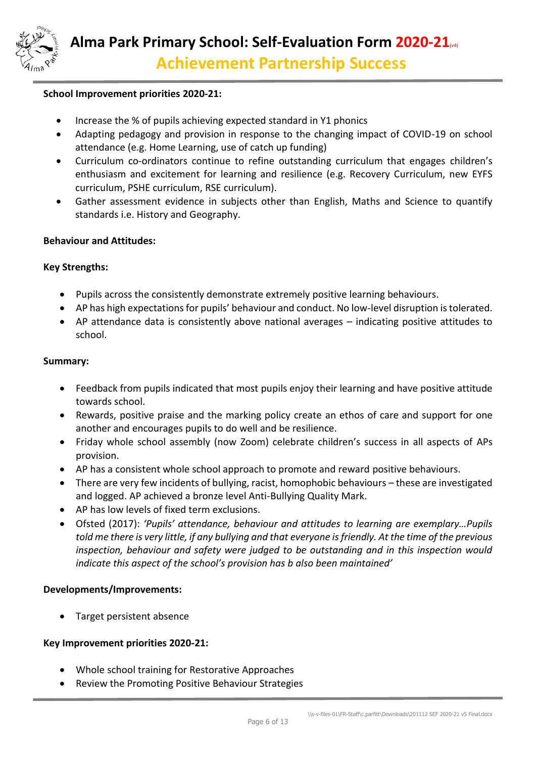**School Improvement priorities 2020-21:**

- Increase the % of pupils achieving expected standard in Y1 phonics
- Adapting pedagogy and provision in response to the changing impact of COVID-19 on school attendance (e.g. Home Learning, use of catch up funding)
- Curriculum co-ordinators continue to refine outstanding curriculum that engages children's enthusiasm and excitement for learning and resilience (e.g. Recovery Curriculum, new EYFS curriculum, PSHE curriculum, RSE curriculum).
- Gather assessment evidence in subjects other than English, Maths and Science to quantify standards i.e. History and Geography.

**Behaviour and Attitudes:**

**Key Strengths:**

- Pupils across the consistently demonstrate extremely positive learning behaviours.
- AP has high expectations for pupils' behaviour and conduct. No low-level disruption is tolerated.
- AP attendance data is consistently above national averages – indicating positive attitudes to school.

**Summary:**

- Feedback from pupils indicated that most pupils enjoy their learning and have positive attitude towards school.
- Rewards, positive praise and the marking policy create an ethos of care and support for one another and encourages pupils to do well and be resilience.
- Friday whole school assembly (now Zoom) celebrate children's success in all aspects of APs provision.
- AP has a consistent whole school approach to promote and reward positive behaviours.
- There are very few incidents of bullying, racist, homophobic behaviours – these are investigated and logged. AP achieved a bronze level Anti-Bullying Quality Mark.
- AP has low levels of fixed term exclusions.
- Ofsted (2017): *'Pupils' attendance, behaviour and attitudes to learning are exemplary…Pupils told me there is very little, if any bullying and that everyone is friendly. At the time of the previous inspection, behaviour and safety were judged to be outstanding and in this inspection would indicate this aspect of the school's provision has b also been maintained'*

**Developments/Improvements:**

- Target persistent absence

**Key Improvement priorities 2020-21:**

- Whole school training for Restorative Approaches
- Review the Promoting Positive Behaviour Strategies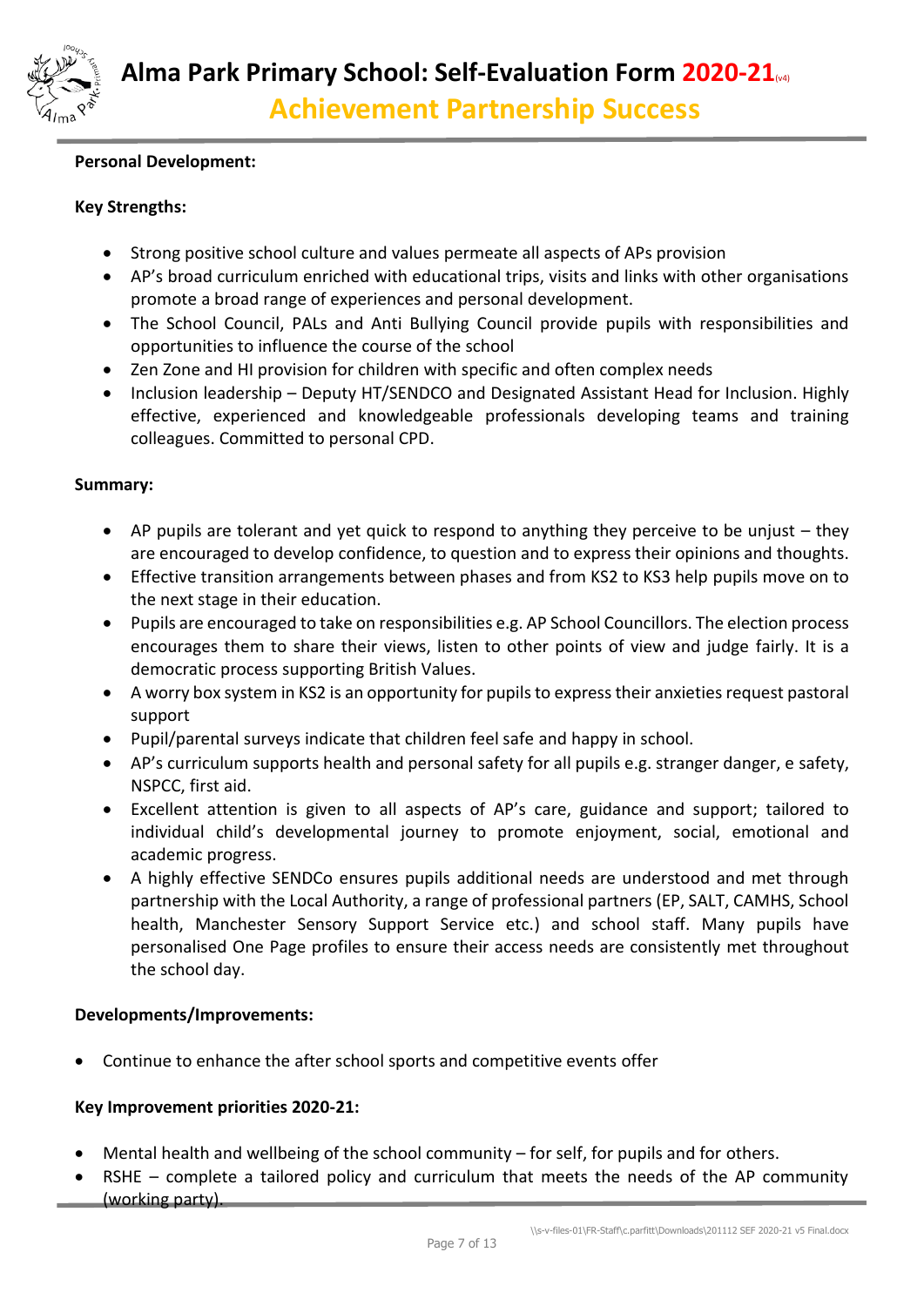**Personal Development:**

**Key Strengths:**

- Strong positive school culture and values permeate all aspects of APs provision
- AP's broad curriculum enriched with educational trips, visits and links with other organisations promote a broad range of experiences and personal development.
- The School Council, PALs and Anti Bullying Council provide pupils with responsibilities and opportunities to influence the course of the school
- Zen Zone and HI provision for children with specific and often complex needs
- Inclusion leadership – Deputy HT/SENDCO and Designated Assistant Head for Inclusion. Highly effective, experienced and knowledgeable professionals developing teams and training colleagues. Committed to personal CPD.

**Summary:**

- AP pupils are tolerant and yet quick to respond to anything they perceive to be unjust – they are encouraged to develop confidence, to question and to express their opinions and thoughts.
- Effective transition arrangements between phases and from KS2 to KS3 help pupils move on to the next stage in their education.
- Pupils are encouraged to take on responsibilities e.g. AP School Councillors. The election process encourages them to share their views, listen to other points of view and judge fairly. It is a democratic process supporting British Values.
- A worry box system in KS2 is an opportunity for pupils to express their anxieties request pastoral support
- Pupil/parental surveys indicate that children feel safe and happy in school.
- AP's curriculum supports health and personal safety for all pupils e.g. stranger danger, e safety, NSPCC, first aid.
- Excellent attention is given to all aspects of AP's care, guidance and support; tailored to individual child's developmental journey to promote enjoyment, social, emotional and academic progress.
- A highly effective SENDCo ensures pupils additional needs are understood and met through partnership with the Local Authority, a range of professional partners (EP, SALT, CAMHS, School health, Manchester Sensory Support Service etc.) and school staff. Many pupils have personalised One Page profiles to ensure their access needs are consistently met throughout the school day.

**Developments/Improvements:**

- Continue to enhance the after school sports and competitive events offer

**Key Improvement priorities 2020-21:**

- Mental health and wellbeing of the school community – for self, for pupils and for others.
- RSHE – complete a tailored policy and curriculum that meets the needs of the AP community (working party).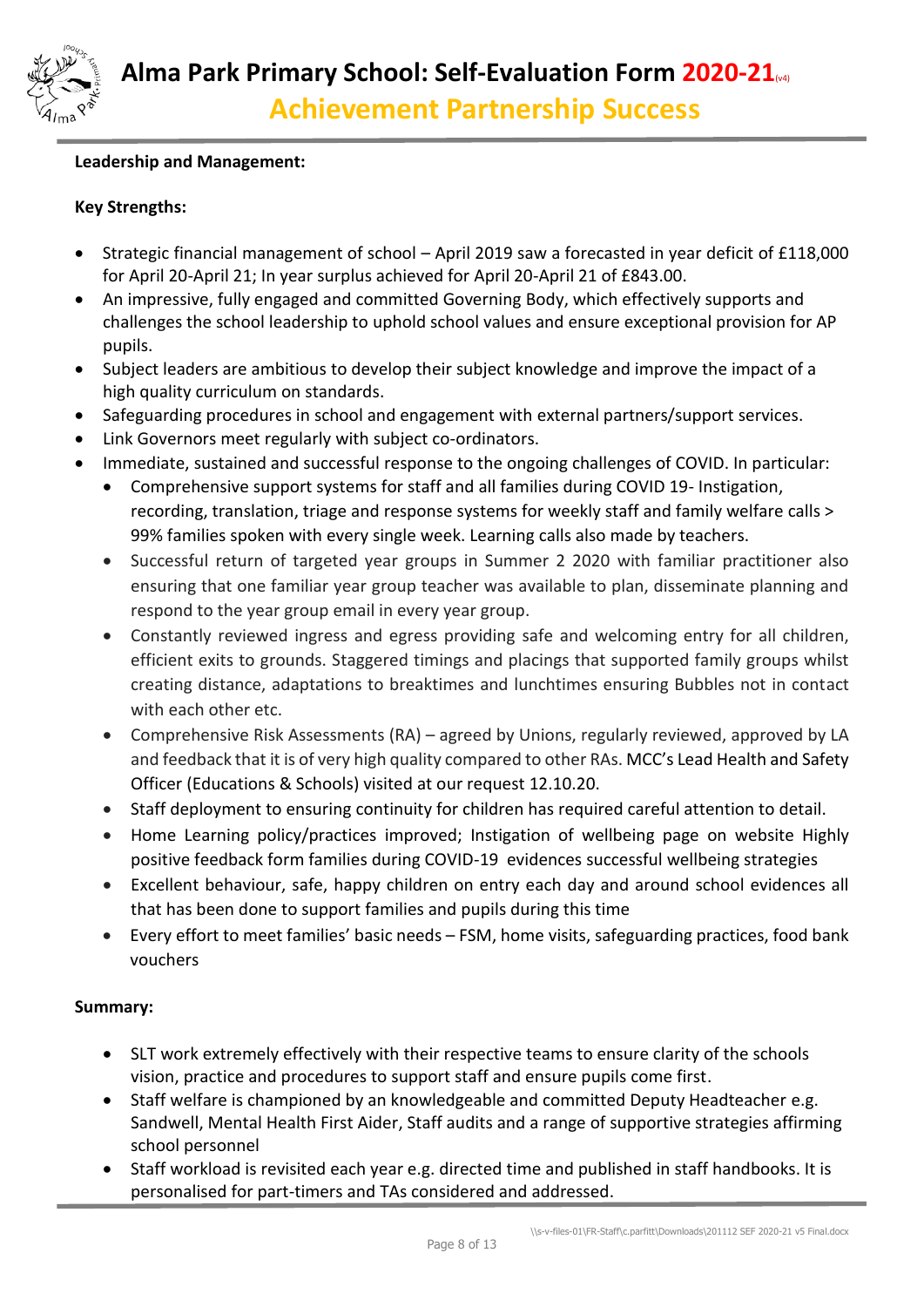**Leadership and Management:**

**Key Strengths:**

- Strategic financial management of school – April 2019 saw a forecasted in year deficit of £118,000 for April 20-April 21; In year surplus achieved for April 20-April 21 of £843.00.
- An impressive, fully engaged and committed Governing Body, which effectively supports and challenges the school leadership to uphold school values and ensure exceptional provision for AP pupils.
- Subject leaders are ambitious to develop their subject knowledge and improve the impact of a high quality curriculum on standards.
- Safeguarding procedures in school and engagement with external partners/support services.
- Link Governors meet regularly with subject co-ordinators.
- Immediate, sustained and successful response to the ongoing challenges of COVID. In particular:
  - Comprehensive support systems for staff and all families during COVID 19- Instigation, recording, translation, triage and response systems for weekly staff and family welfare calls > 99% families spoken with every single week. Learning calls also made by teachers.
  - Successful return of targeted year groups in Summer 2 2020 with familiar practitioner also ensuring that one familiar year group teacher was available to plan, disseminate planning and respond to the year group email in every year group.
  - Constantly reviewed ingress and egress providing safe and welcoming entry for all children, efficient exits to grounds. Staggered timings and placings that supported family groups whilst creating distance, adaptations to breaktimes and lunchtimes ensuring Bubbles not in contact with each other etc.
  - Comprehensive Risk Assessments (RA) – agreed by Unions, regularly reviewed, approved by LA and feedback that it is of very high quality compared to other RAs. MCC's Lead Health and Safety Officer (Educations & Schools) visited at our request 12.10.20.
  - Staff deployment to ensuring continuity for children has required careful attention to detail.
  - Home Learning policy/practices improved; Instigation of wellbeing page on website Highly positive feedback form families during COVID-19 evidences successful wellbeing strategies
  - Excellent behaviour, safe, happy children on entry each day and around school evidences all that has been done to support families and pupils during this time
  - Every effort to meet families' basic needs – FSM, home visits, safeguarding practices, food bank vouchers

**Summary:**

- SLT work extremely effectively with their respective teams to ensure clarity of the schools vision, practice and procedures to support staff and ensure pupils come first.
- Staff welfare is championed by an knowledgeable and committed Deputy Headteacher e.g. Sandwell, Mental Health First Aider, Staff audits and a range of supportive strategies affirming school personnel
- Staff workload is revisited each year e.g. directed time and published in staff handbooks. It is personalised for part-timers and TAs considered and addressed.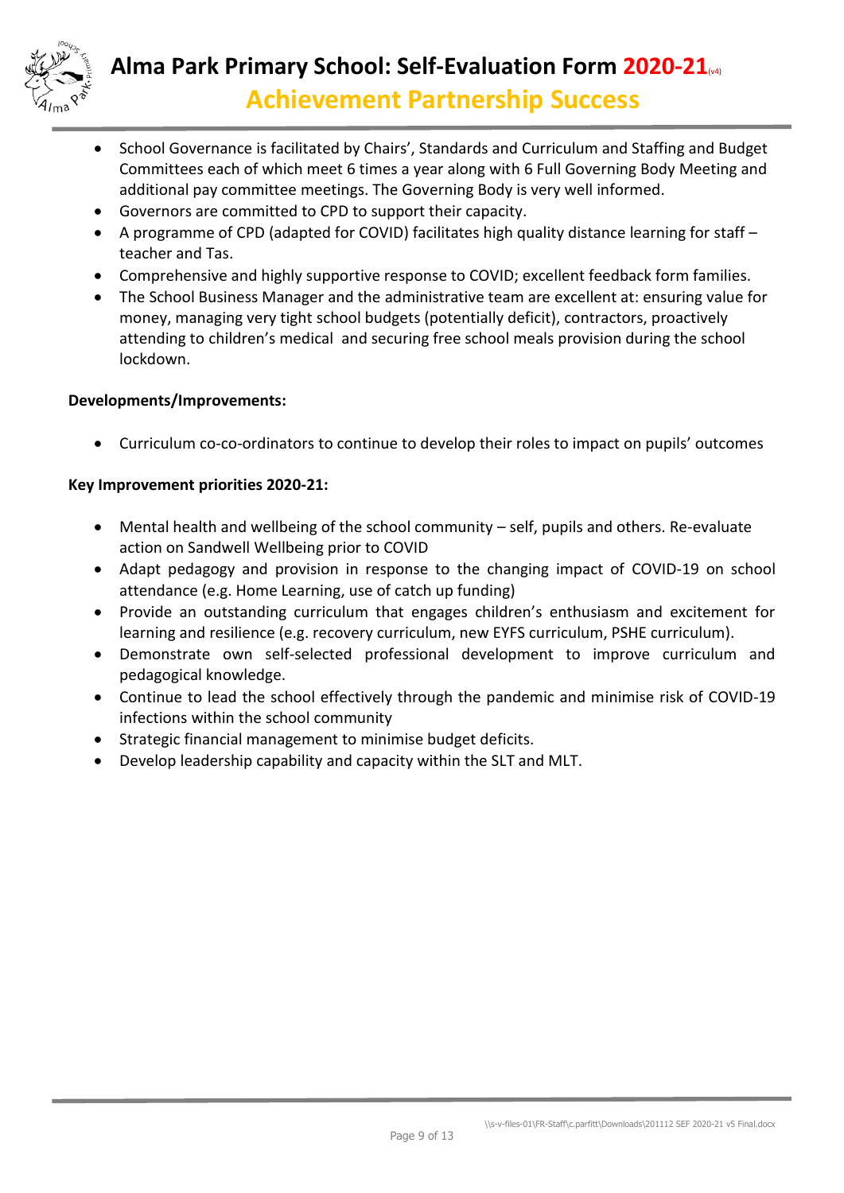- School Governance is facilitated by Chairs', Standards and Curriculum and Staffing and Budget Committees each of which meet 6 times a year along with 6 Full Governing Body Meeting and additional pay committee meetings. The Governing Body is very well informed.
- Governors are committed to CPD to support their capacity.
- A programme of CPD (adapted for COVID) facilitates high quality distance learning for staff – teacher and Tas.
- Comprehensive and highly supportive response to COVID; excellent feedback form families.
- The School Business Manager and the administrative team are excellent at: ensuring value for money, managing very tight school budgets (potentially deficit), contractors, proactively attending to children's medical and securing free school meals provision during the school lockdown.

**Developments/Improvements:**

- Curriculum co-co-ordinators to continue to develop their roles to impact on pupils' outcomes

**Key Improvement priorities 2020-21:**

- Mental health and wellbeing of the school community – self, pupils and others. Re-evaluate action on Sandwell Wellbeing prior to COVID
- Adapt pedagogy and provision in response to the changing impact of COVID-19 on school attendance (e.g. Home Learning, use of catch up funding)
- Provide an outstanding curriculum that engages children's enthusiasm and excitement for learning and resilience (e.g. recovery curriculum, new EYFS curriculum, PSHE curriculum).
- Demonstrate own self-selected professional development to improve curriculum and pedagogical knowledge.
- Continue to lead the school effectively through the pandemic and minimise risk of COVID-19 infections within the school community
- Strategic financial management to minimise budget deficits.
- Develop leadership capability and capacity within the SLT and MLT.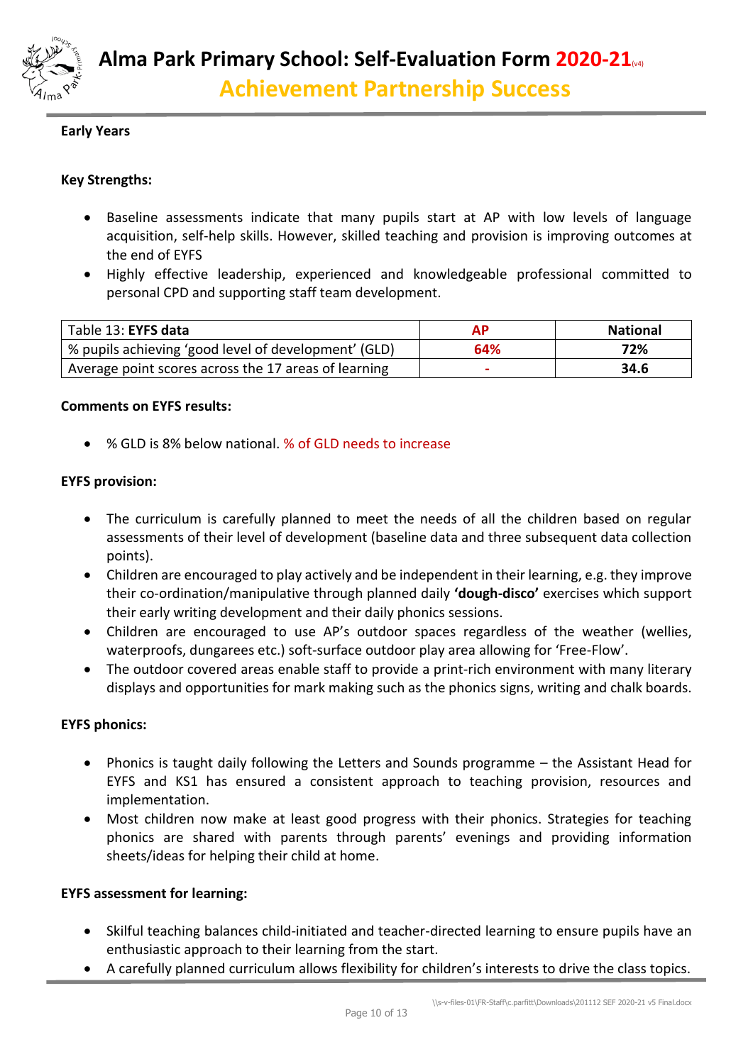**Early Years**

**Key Strengths:**

- Baseline assessments indicate that many pupils start at AP with low levels of language acquisition, self-help skills. However, skilled teaching and provision is improving outcomes at the end of EYFS
- Highly effective leadership, experienced and knowledgeable professional committed to personal CPD and supporting staff team development.

| Table 13: **EYFS data** | **AP** | **National** |
|---|---|---|
| % pupils achieving 'good level of development' (GLD) | **64%** | **72%** |
| Average point scores across the 17 areas of learning | **-** | **34.6** |

**Comments on EYFS results:**

- % GLD is 8% below national. % of GLD needs to increase

**EYFS provision:**

- The curriculum is carefully planned to meet the needs of all the children based on regular assessments of their level of development (baseline data and three subsequent data collection points).
- Children are encouraged to play actively and be independent in their learning, e.g. they improve their co-ordination/manipulative through planned daily **'dough-disco'** exercises which support their early writing development and their daily phonics sessions.
- Children are encouraged to use AP's outdoor spaces regardless of the weather (wellies, waterproofs, dungarees etc.) soft-surface outdoor play area allowing for 'Free-Flow'.
- The outdoor covered areas enable staff to provide a print-rich environment with many literary displays and opportunities for mark making such as the phonics signs, writing and chalk boards.

**EYFS phonics:**

- Phonics is taught daily following the Letters and Sounds programme – the Assistant Head for EYFS and KS1 has ensured a consistent approach to teaching provision, resources and implementation.
- Most children now make at least good progress with their phonics. Strategies for teaching phonics are shared with parents through parents' evenings and providing information sheets/ideas for helping their child at home.

**EYFS assessment for learning:**

- Skilful teaching balances child-initiated and teacher-directed learning to ensure pupils have an enthusiastic approach to their learning from the start.
- A carefully planned curriculum allows flexibility for children's interests to drive the class topics.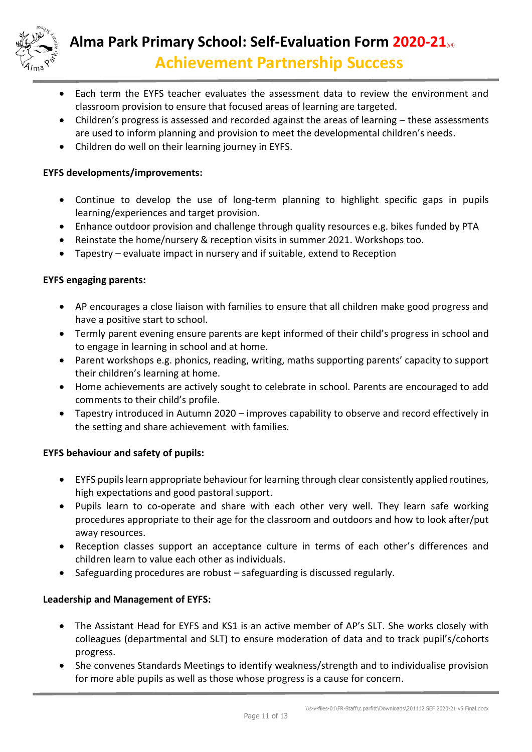- Each term the EYFS teacher evaluates the assessment data to review the environment and classroom provision to ensure that focused areas of learning are targeted.
- Children's progress is assessed and recorded against the areas of learning – these assessments are used to inform planning and provision to meet the developmental children's needs.
- Children do well on their learning journey in EYFS.

**EYFS developments/improvements:**

- Continue to develop the use of long-term planning to highlight specific gaps in pupils learning/experiences and target provision.
- Enhance outdoor provision and challenge through quality resources e.g. bikes funded by PTA
- Reinstate the home/nursery & reception visits in summer 2021. Workshops too.
- Tapestry – evaluate impact in nursery and if suitable, extend to Reception

**EYFS engaging parents:**

- AP encourages a close liaison with families to ensure that all children make good progress and have a positive start to school.
- Termly parent evening ensure parents are kept informed of their child's progress in school and to engage in learning in school and at home.
- Parent workshops e.g. phonics, reading, writing, maths supporting parents' capacity to support their children's learning at home.
- Home achievements are actively sought to celebrate in school. Parents are encouraged to add comments to their child's profile.
- Tapestry introduced in Autumn 2020 – improves capability to observe and record effectively in the setting and share achievement with families.

**EYFS behaviour and safety of pupils:**

- EYFS pupils learn appropriate behaviour for learning through clear consistently applied routines, high expectations and good pastoral support.
- Pupils learn to co-operate and share with each other very well. They learn safe working procedures appropriate to their age for the classroom and outdoors and how to look after/put away resources.
- Reception classes support an acceptance culture in terms of each other's differences and children learn to value each other as individuals.
- Safeguarding procedures are robust – safeguarding is discussed regularly.

**Leadership and Management of EYFS:**

- The Assistant Head for EYFS and KS1 is an active member of AP's SLT. She works closely with colleagues (departmental and SLT) to ensure moderation of data and to track pupil's/cohorts progress.
- She convenes Standards Meetings to identify weakness/strength and to individualise provision for more able pupils as well as those whose progress is a cause for concern.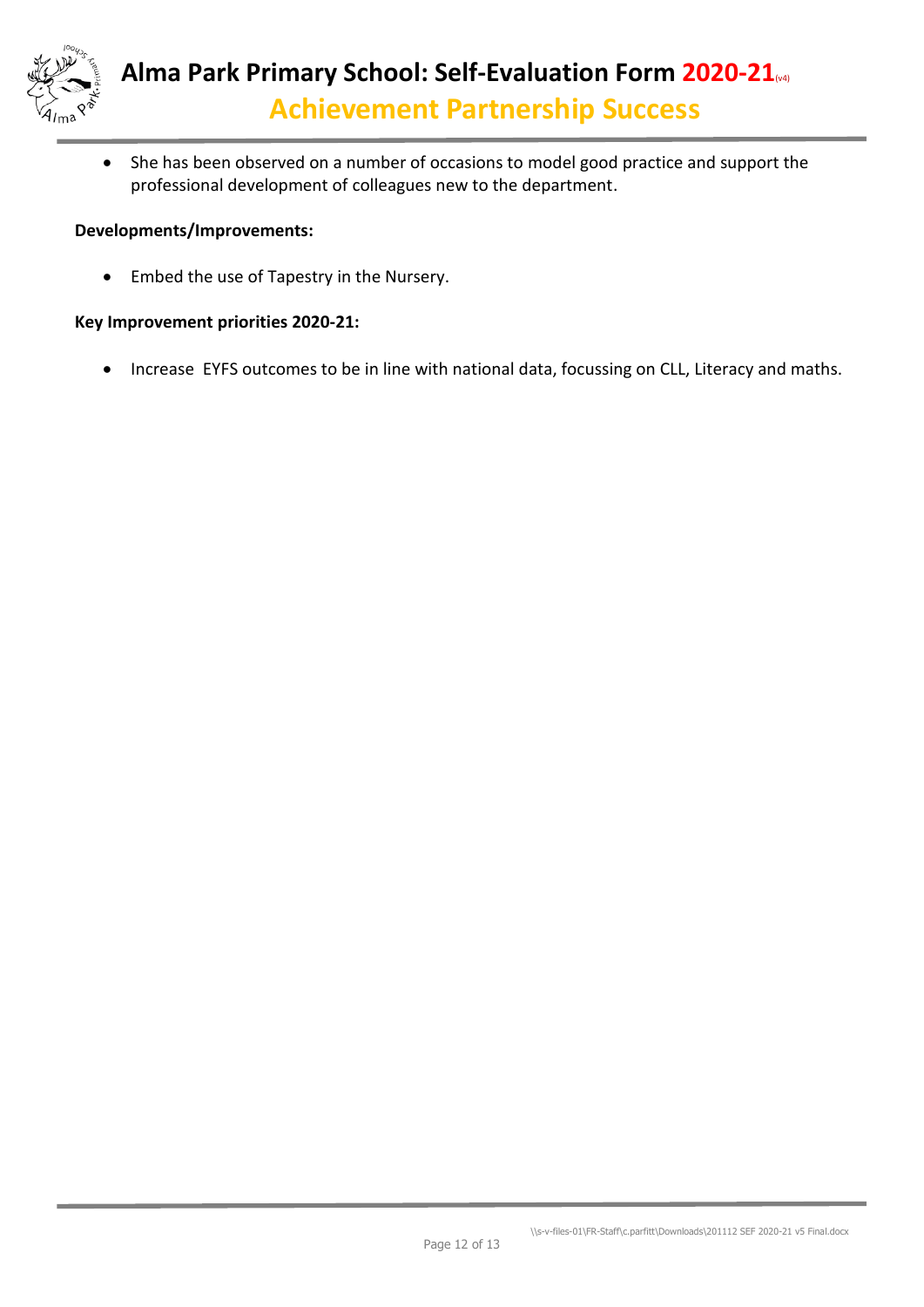- She has been observed on a number of occasions to model good practice and support the professional development of colleagues new to the department.

**Developments/Improvements:**

- Embed the use of Tapestry in the Nursery.

**Key Improvement priorities 2020-21:**

- Increase EYFS outcomes to be in line with national data, focussing on CLL, Literacy and maths.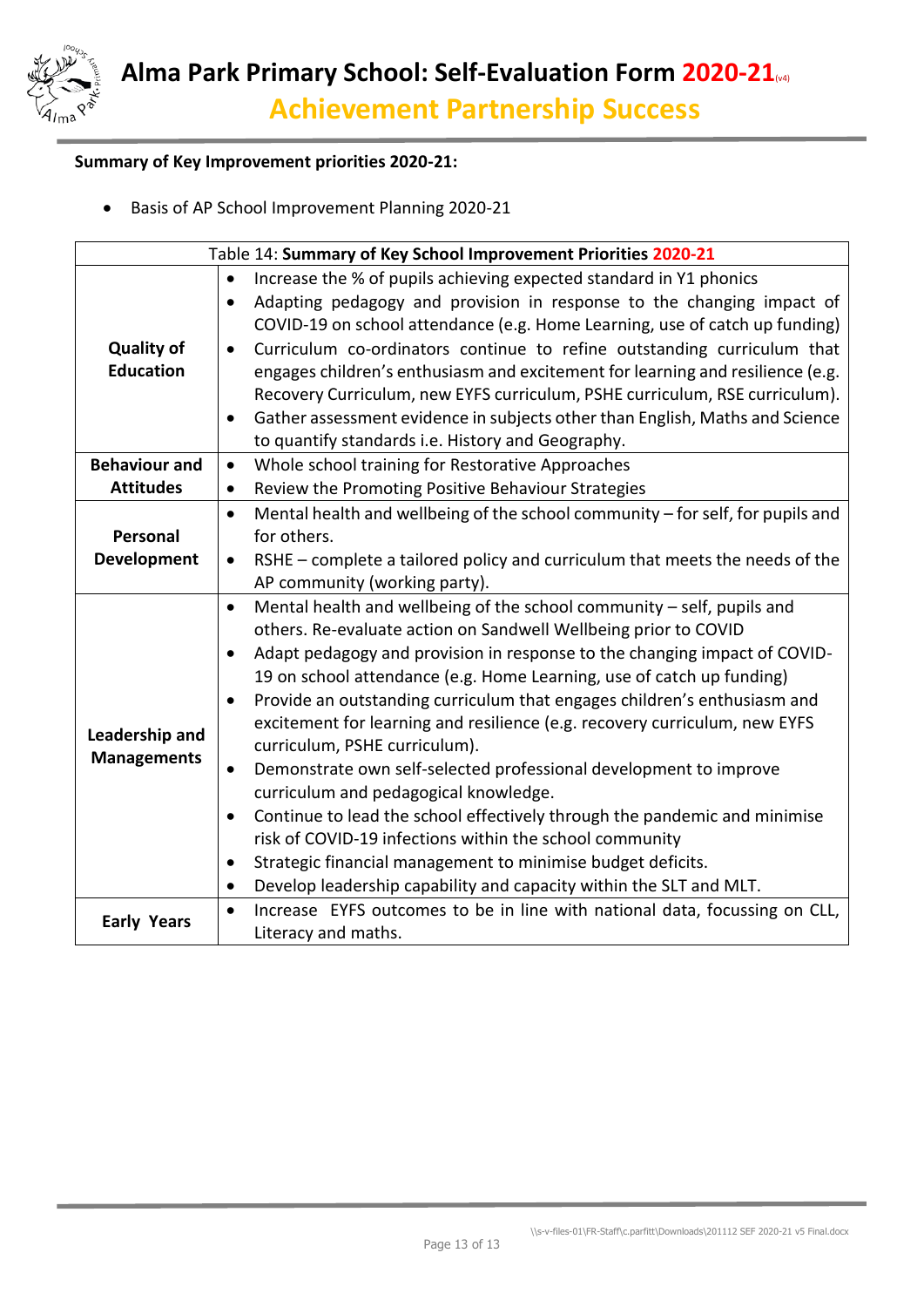**Summary of Key Improvement priorities 2020-21:**

- Basis of AP School Improvement Planning 2020-21

Table 14: **Summary of Key School Improvement Priorities 2020-21**

| | |
|---|---|
| **Quality of Education** | • Increase the % of pupils achieving expected standard in Y1 phonics<br>• Adapting pedagogy and provision in response to the changing impact of COVID-19 on school attendance (e.g. Home Learning, use of catch up funding)<br>• Curriculum co-ordinators continue to refine outstanding curriculum that engages children's enthusiasm and excitement for learning and resilience (e.g. Recovery Curriculum, new EYFS curriculum, PSHE curriculum, RSE curriculum).<br>• Gather assessment evidence in subjects other than English, Maths and Science to quantify standards i.e. History and Geography. |
| **Behaviour and Attitudes** | • Whole school training for Restorative Approaches<br>• Review the Promoting Positive Behaviour Strategies |
| **Personal Development** | • Mental health and wellbeing of the school community – for self, for pupils and for others.<br>• RSHE – complete a tailored policy and curriculum that meets the needs of the AP community (working party). |
| **Leadership and Managements** | • Mental health and wellbeing of the school community – self, pupils and others. Re-evaluate action on Sandwell Wellbeing prior to COVID<br>• Adapt pedagogy and provision in response to the changing impact of COVID-19 on school attendance (e.g. Home Learning, use of catch up funding)<br>• Provide an outstanding curriculum that engages children's enthusiasm and excitement for learning and resilience (e.g. recovery curriculum, new EYFS curriculum, PSHE curriculum).<br>• Demonstrate own self-selected professional development to improve curriculum and pedagogical knowledge.<br>• Continue to lead the school effectively through the pandemic and minimise risk of COVID-19 infections within the school community<br>• Strategic financial management to minimise budget deficits.<br>• Develop leadership capability and capacity within the SLT and MLT. |
| **Early Years** | • Increase EYFS outcomes to be in line with national data, focussing on CLL, Literacy and maths. |